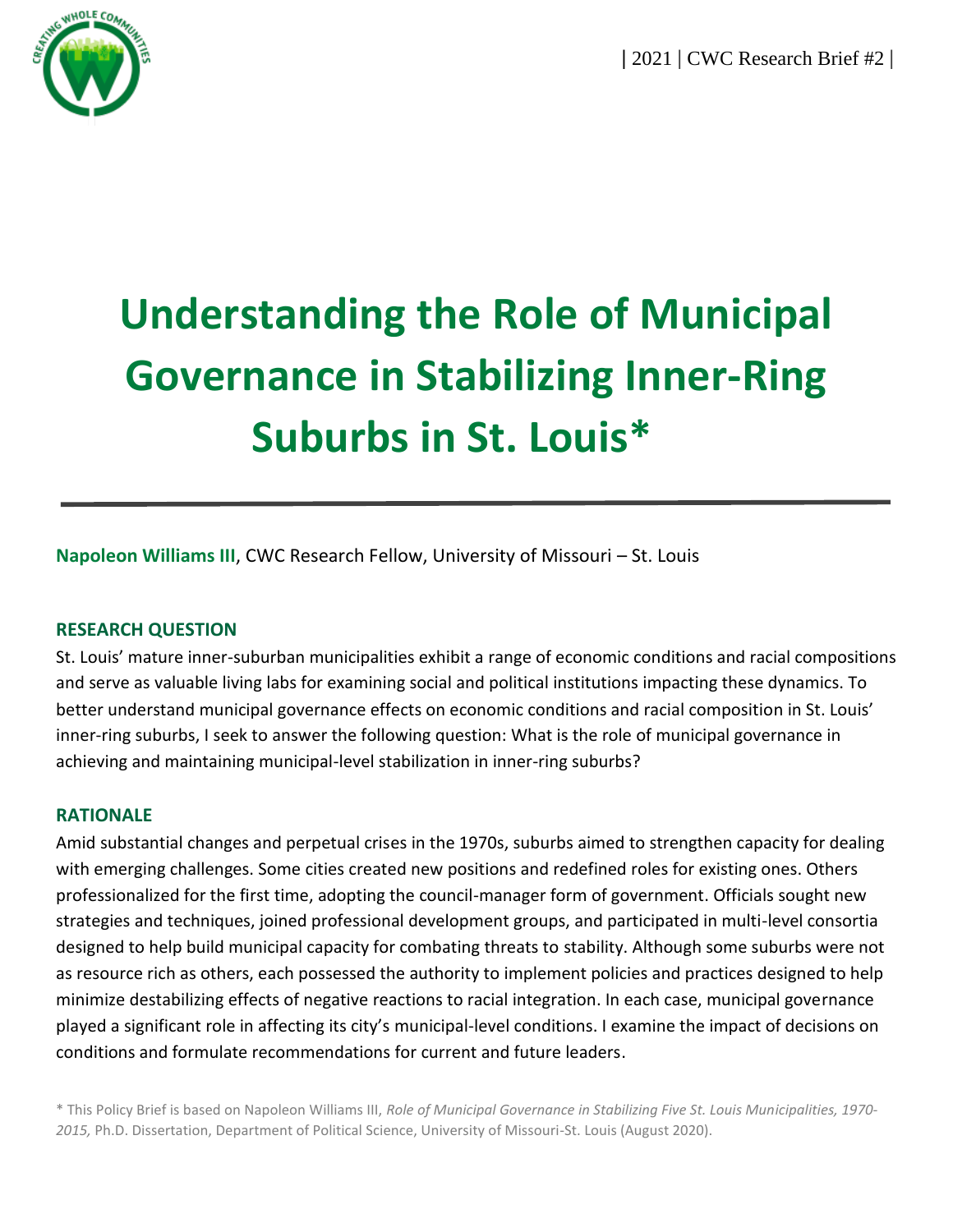| 2021 | CWC Research Brief #2 |

# Understanding the Role of Municipal Governance in Stabilizing Inner-Ring Suburbs in St. Louis*

**Napoleon Williams III**, CWC Research Fellow, University of Missouri – St. Louis

## RESEARCH QUESTION

St. Louis' mature inner-suburban municipalities exhibit a range of economic conditions and racial compositions and serve as valuable living labs for examining social and political institutions impacting these dynamics. To better understand municipal governance effects on economic conditions and racial composition in St. Louis' inner-ring suburbs, I seek to answer the following question: What is the role of municipal governance in achieving and maintaining municipal-level stabilization in inner-ring suburbs?

## RATIONALE

Amid substantial changes and perpetual crises in the 1970s, suburbs aimed to strengthen capacity for dealing with emerging challenges. Some cities created new positions and redefined roles for existing ones. Others professionalized for the first time, adopting the council-manager form of government. Officials sought new strategies and techniques, joined professional development groups, and participated in multi-level consortia designed to help build municipal capacity for combating threats to stability. Although some suburbs were not as resource rich as others, each possessed the authority to implement policies and practices designed to help minimize destabilizing effects of negative reactions to racial integration. In each case, municipal governance played a significant role in affecting its city's municipal-level conditions. I examine the impact of decisions on conditions and formulate recommendations for current and future leaders.

* This Policy Brief is based on Napoleon Williams III, *Role of Municipal Governance in Stabilizing Five St. Louis Municipalities, 1970-2015,* Ph.D. Dissertation, Department of Political Science, University of Missouri-St. Louis (August 2020).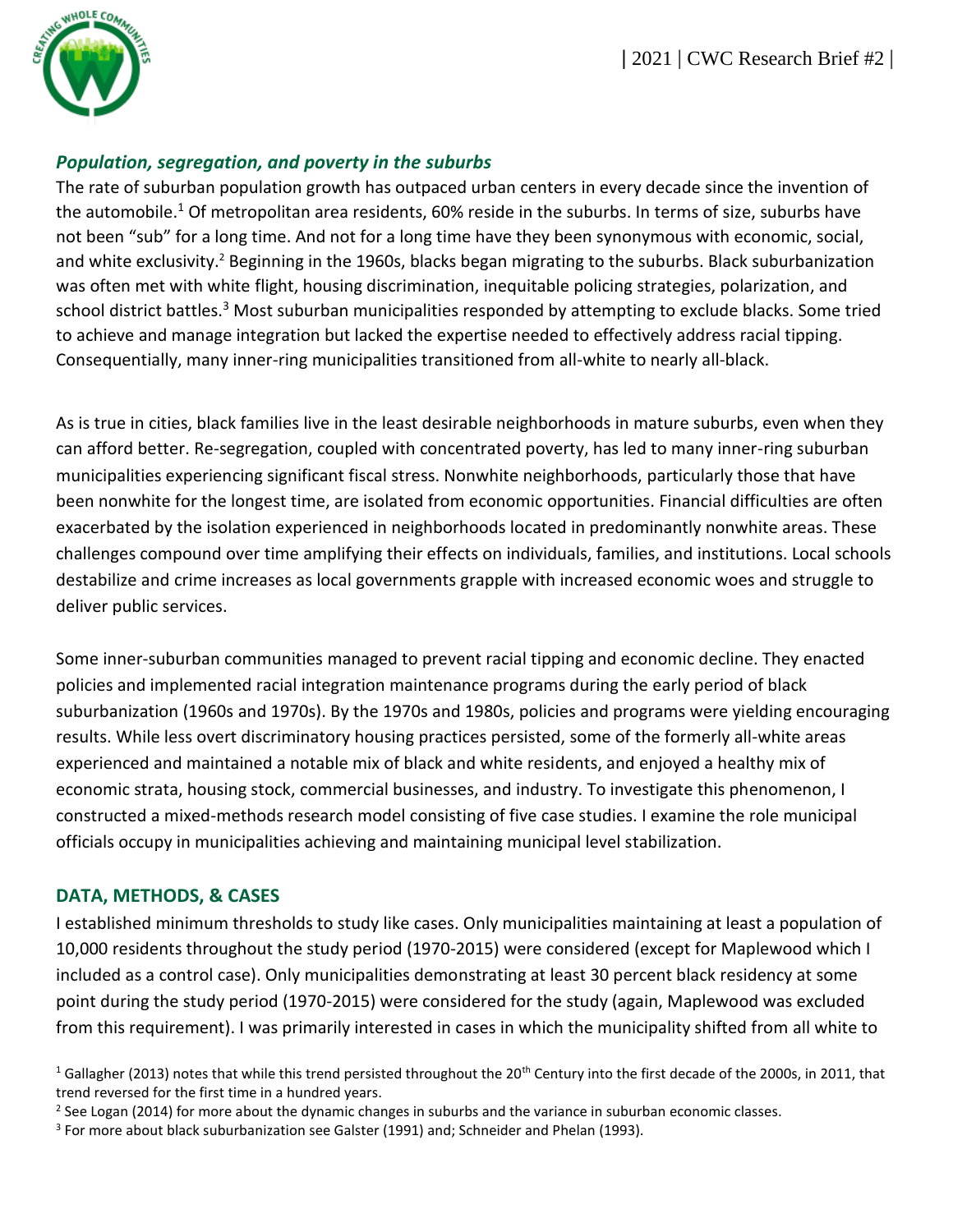## *Population, segregation, and poverty in the suburbs*

The rate of suburban population growth has outpaced urban centers in every decade since the invention of the automobile.[1] Of metropolitan area residents, 60% reside in the suburbs. In terms of size, suburbs have not been "sub" for a long time. And not for a long time have they been synonymous with economic, social, and white exclusivity.[2] Beginning in the 1960s, blacks began migrating to the suburbs. Black suburbanization was often met with white flight, housing discrimination, inequitable policing strategies, polarization, and school district battles.[3] Most suburban municipalities responded by attempting to exclude blacks. Some tried to achieve and manage integration but lacked the expertise needed to effectively address racial tipping. Consequentially, many inner-ring municipalities transitioned from all-white to nearly all-black.

As is true in cities, black families live in the least desirable neighborhoods in mature suburbs, even when they can afford better. Re-segregation, coupled with concentrated poverty, has led to many inner-ring suburban municipalities experiencing significant fiscal stress. Nonwhite neighborhoods, particularly those that have been nonwhite for the longest time, are isolated from economic opportunities. Financial difficulties are often exacerbated by the isolation experienced in neighborhoods located in predominantly nonwhite areas. These challenges compound over time amplifying their effects on individuals, families, and institutions. Local schools destabilize and crime increases as local governments grapple with increased economic woes and struggle to deliver public services.

Some inner-suburban communities managed to prevent racial tipping and economic decline. They enacted policies and implemented racial integration maintenance programs during the early period of black suburbanization (1960s and 1970s). By the 1970s and 1980s, policies and programs were yielding encouraging results. While less overt discriminatory housing practices persisted, some of the formerly all-white areas experienced and maintained a notable mix of black and white residents, and enjoyed a healthy mix of economic strata, housing stock, commercial businesses, and industry. To investigate this phenomenon, I constructed a mixed-methods research model consisting of five case studies. I examine the role municipal officials occupy in municipalities achieving and maintaining municipal level stabilization.

## DATA, METHODS, & CASES

I established minimum thresholds to study like cases. Only municipalities maintaining at least a population of 10,000 residents throughout the study period (1970-2015) were considered (except for Maplewood which I included as a control case). Only municipalities demonstrating at least 30 percent black residency at some point during the study period (1970-2015) were considered for the study (again, Maplewood was excluded from this requirement). I was primarily interested in cases in which the municipality shifted from all white to

---

[1] Gallagher (2013) notes that while this trend persisted throughout the 20th Century into the first decade of the 2000s, in 2011, that trend reversed for the first time in a hundred years.

[2] See Logan (2014) for more about the dynamic changes in suburbs and the variance in suburban economic classes.

[3] For more about black suburbanization see Galster (1991) and; Schneider and Phelan (1993).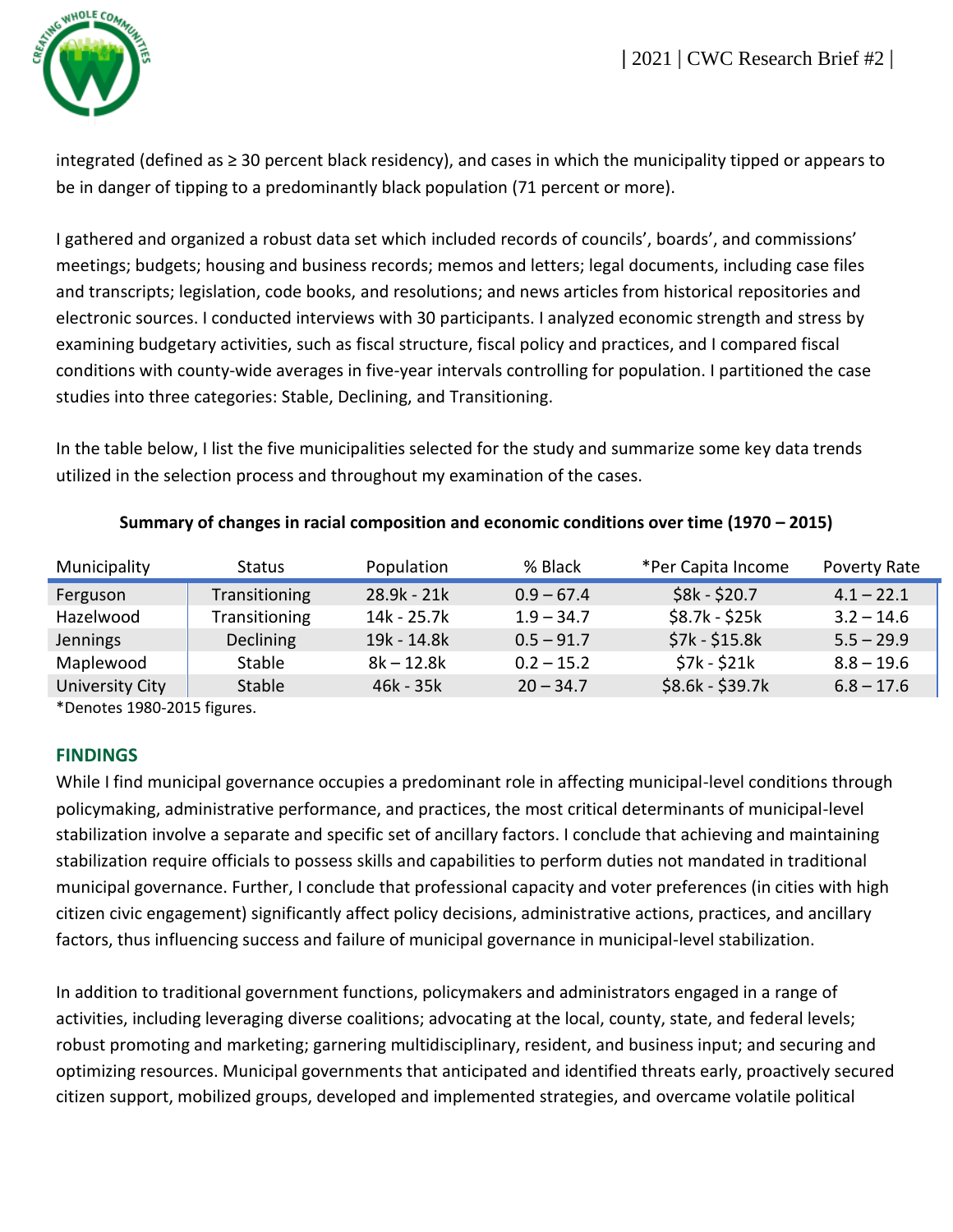integrated (defined as ≥ 30 percent black residency), and cases in which the municipality tipped or appears to be in danger of tipping to a predominantly black population (71 percent or more).

I gathered and organized a robust data set which included records of councils', boards', and commissions' meetings; budgets; housing and business records; memos and letters; legal documents, including case files and transcripts; legislation, code books, and resolutions; and news articles from historical repositories and electronic sources. I conducted interviews with 30 participants. I analyzed economic strength and stress by examining budgetary activities, such as fiscal structure, fiscal policy and practices, and I compared fiscal conditions with county-wide averages in five-year intervals controlling for population. I partitioned the case studies into three categories: Stable, Declining, and Transitioning.

In the table below, I list the five municipalities selected for the study and summarize some key data trends utilized in the selection process and throughout my examination of the cases.

**Summary of changes in racial composition and economic conditions over time (1970 – 2015)**

| Municipality | Status | Population | % Black | *Per Capita Income | Poverty Rate |
|---|---|---|---|---|---|
| Ferguson | Transitioning | 28.9k - 21k | 0.9 – 67.4 | $8k - $20.7 | 4.1 – 22.1 |
| Hazelwood | Transitioning | 14k - 25.7k | 1.9 – 34.7 | $8.7k - $25k | 3.2 – 14.6 |
| Jennings | Declining | 19k - 14.8k | 0.5 – 91.7 | $7k - $15.8k | 5.5 – 29.9 |
| Maplewood | Stable | 8k – 12.8k | 0.2 – 15.2 | $7k - $21k | 8.8 – 19.6 |
| University City | Stable | 46k - 35k | 20 – 34.7 | $8.6k - $39.7k | 6.8 – 17.6 |

*Denotes 1980-2015 figures.

## FINDINGS

While I find municipal governance occupies a predominant role in affecting municipal-level conditions through policymaking, administrative performance, and practices, the most critical determinants of municipal-level stabilization involve a separate and specific set of ancillary factors. I conclude that achieving and maintaining stabilization require officials to possess skills and capabilities to perform duties not mandated in traditional municipal governance. Further, I conclude that professional capacity and voter preferences (in cities with high citizen civic engagement) significantly affect policy decisions, administrative actions, practices, and ancillary factors, thus influencing success and failure of municipal governance in municipal-level stabilization.

In addition to traditional government functions, policymakers and administrators engaged in a range of activities, including leveraging diverse coalitions; advocating at the local, county, state, and federal levels; robust promoting and marketing; garnering multidisciplinary, resident, and business input; and securing and optimizing resources. Municipal governments that anticipated and identified threats early, proactively secured citizen support, mobilized groups, developed and implemented strategies, and overcame volatile political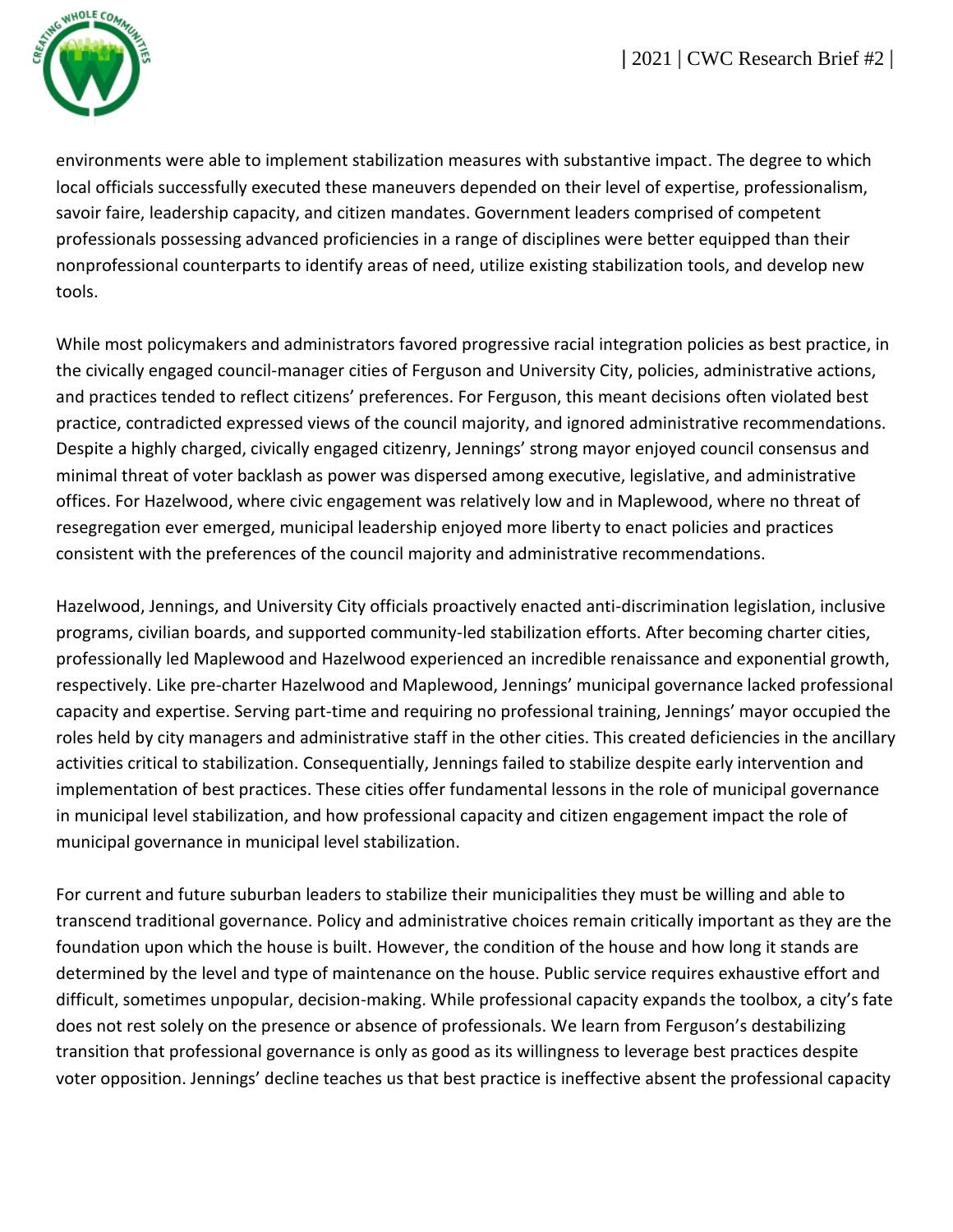environments were able to implement stabilization measures with substantive impact. The degree to which local officials successfully executed these maneuvers depended on their level of expertise, professionalism, savoir faire, leadership capacity, and citizen mandates. Government leaders comprised of competent professionals possessing advanced proficiencies in a range of disciplines were better equipped than their nonprofessional counterparts to identify areas of need, utilize existing stabilization tools, and develop new tools.

While most policymakers and administrators favored progressive racial integration policies as best practice, in the civically engaged council-manager cities of Ferguson and University City, policies, administrative actions, and practices tended to reflect citizens' preferences. For Ferguson, this meant decisions often violated best practice, contradicted expressed views of the council majority, and ignored administrative recommendations. Despite a highly charged, civically engaged citizenry, Jennings' strong mayor enjoyed council consensus and minimal threat of voter backlash as power was dispersed among executive, legislative, and administrative offices. For Hazelwood, where civic engagement was relatively low and in Maplewood, where no threat of resegregation ever emerged, municipal leadership enjoyed more liberty to enact policies and practices consistent with the preferences of the council majority and administrative recommendations.

Hazelwood, Jennings, and University City officials proactively enacted anti-discrimination legislation, inclusive programs, civilian boards, and supported community-led stabilization efforts. After becoming charter cities, professionally led Maplewood and Hazelwood experienced an incredible renaissance and exponential growth, respectively. Like pre-charter Hazelwood and Maplewood, Jennings' municipal governance lacked professional capacity and expertise. Serving part-time and requiring no professional training, Jennings' mayor occupied the roles held by city managers and administrative staff in the other cities. This created deficiencies in the ancillary activities critical to stabilization. Consequentially, Jennings failed to stabilize despite early intervention and implementation of best practices. These cities offer fundamental lessons in the role of municipal governance in municipal level stabilization, and how professional capacity and citizen engagement impact the role of municipal governance in municipal level stabilization.

For current and future suburban leaders to stabilize their municipalities they must be willing and able to transcend traditional governance. Policy and administrative choices remain critically important as they are the foundation upon which the house is built. However, the condition of the house and how long it stands are determined by the level and type of maintenance on the house. Public service requires exhaustive effort and difficult, sometimes unpopular, decision-making. While professional capacity expands the toolbox, a city's fate does not rest solely on the presence or absence of professionals. We learn from Ferguson's destabilizing transition that professional governance is only as good as its willingness to leverage best practices despite voter opposition. Jennings' decline teaches us that best practice is ineffective absent the professional capacity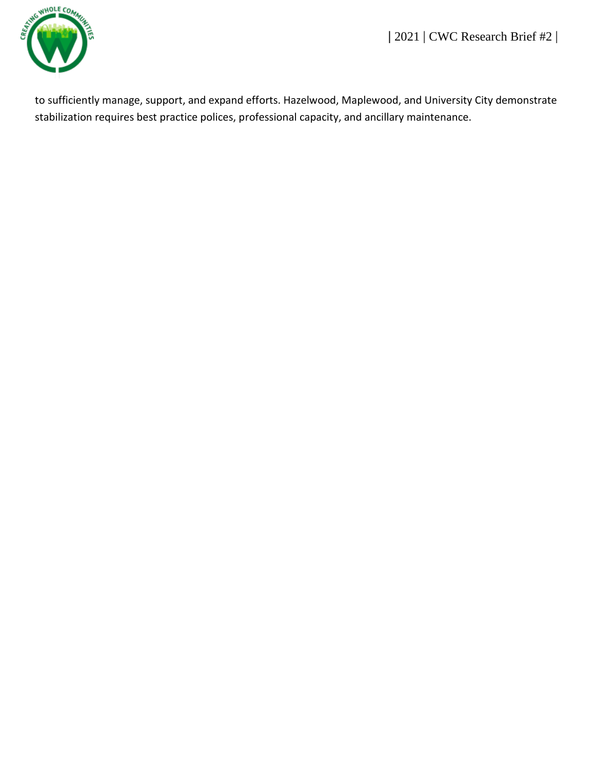to sufficiently manage, support, and expand efforts. Hazelwood, Maplewood, and University City demonstrate stabilization requires best practice polices, professional capacity, and ancillary maintenance.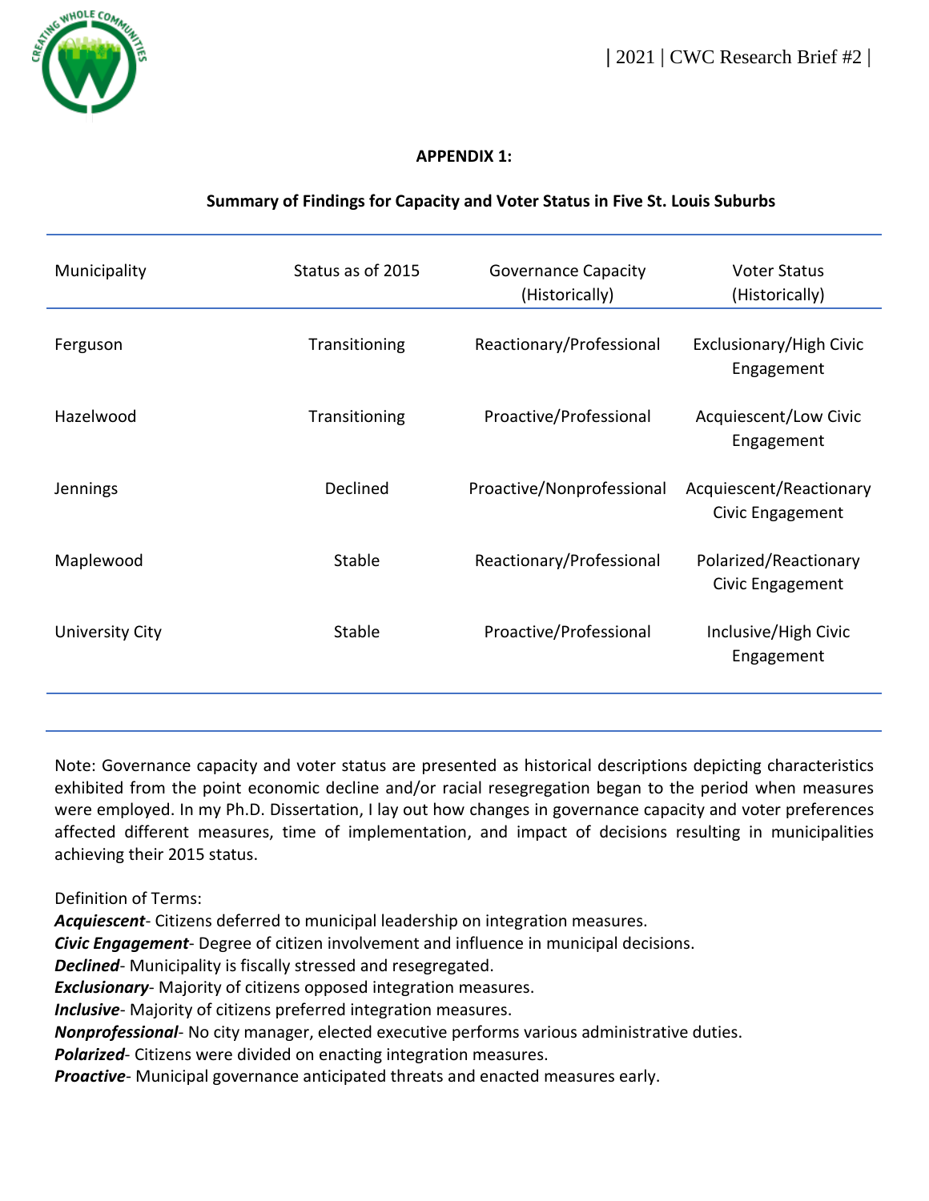**APPENDIX 1:**

**Summary of Findings for Capacity and Voter Status in Five St. Louis Suburbs**

| Municipality | Status as of 2015 | Governance Capacity (Historically) | Voter Status (Historically) |
|---|---|---|---|
| Ferguson | Transitioning | Reactionary/Professional | Exclusionary/High Civic Engagement |
| Hazelwood | Transitioning | Proactive/Professional | Acquiescent/Low Civic Engagement |
| Jennings | Declined | Proactive/Nonprofessional | Acquiescent/Reactionary Civic Engagement |
| Maplewood | Stable | Reactionary/Professional | Polarized/Reactionary Civic Engagement |
| University City | Stable | Proactive/Professional | Inclusive/High Civic Engagement |

Note: Governance capacity and voter status are presented as historical descriptions depicting characteristics exhibited from the point economic decline and/or racial resegregation began to the period when measures were employed. In my Ph.D. Dissertation, I lay out how changes in governance capacity and voter preferences affected different measures, time of implementation, and impact of decisions resulting in municipalities achieving their 2015 status.

Definition of Terms:

***Acquiescent***- Citizens deferred to municipal leadership on integration measures.
***Civic Engagement***- Degree of citizen involvement and influence in municipal decisions.
***Declined***- Municipality is fiscally stressed and resegregated.
***Exclusionary***- Majority of citizens opposed integration measures.
***Inclusive***- Majority of citizens preferred integration measures.
***Nonprofessional***- No city manager, elected executive performs various administrative duties.
***Polarized***- Citizens were divided on enacting integration measures.
***Proactive***- Municipal governance anticipated threats and enacted measures early.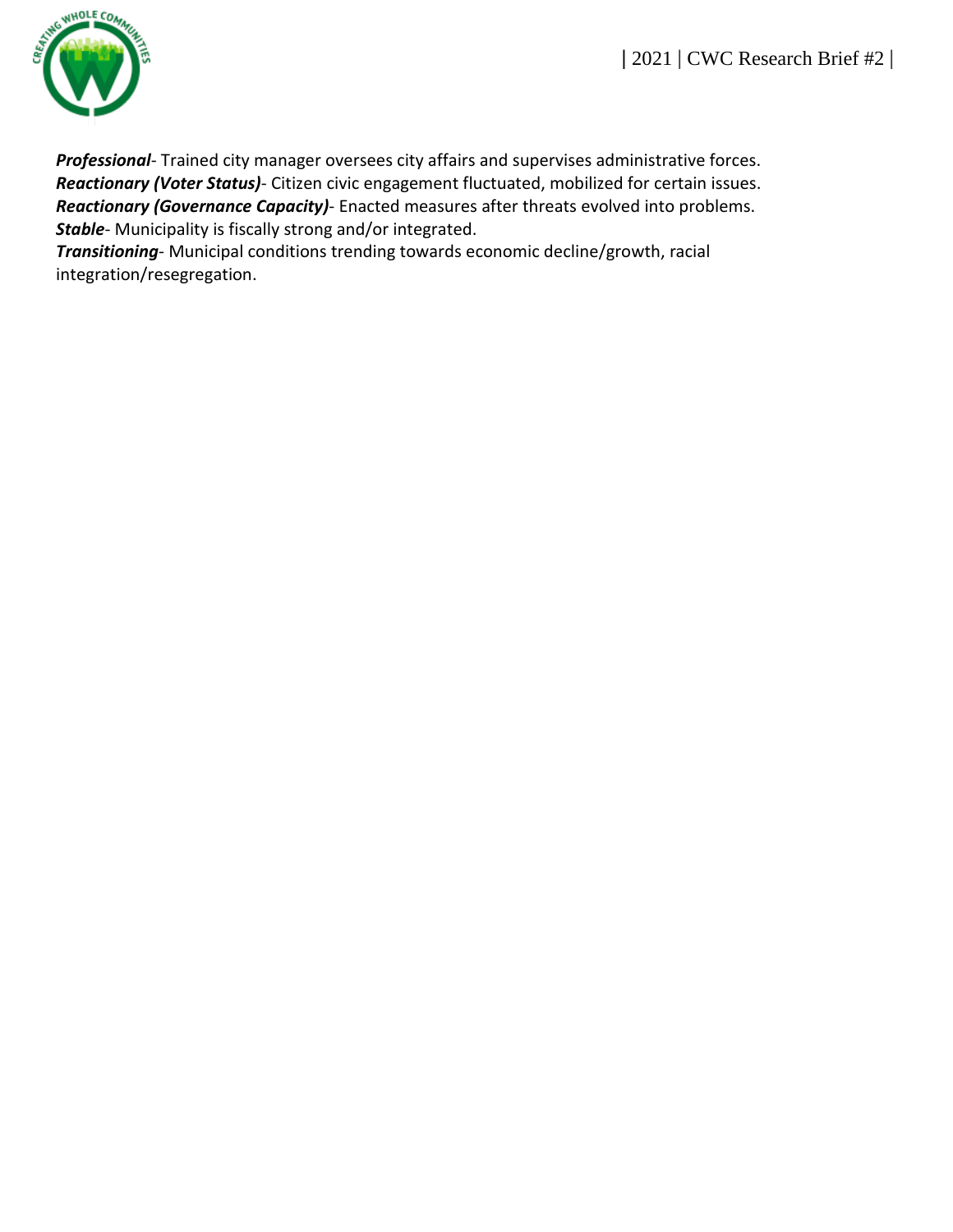***Professional***- Trained city manager oversees city affairs and supervises administrative forces.
***Reactionary (Voter Status)***- Citizen civic engagement fluctuated, mobilized for certain issues.
***Reactionary (Governance Capacity)***- Enacted measures after threats evolved into problems.
***Stable***- Municipality is fiscally strong and/or integrated.
***Transitioning***- Municipal conditions trending towards economic decline/growth, racial integration/resegregation.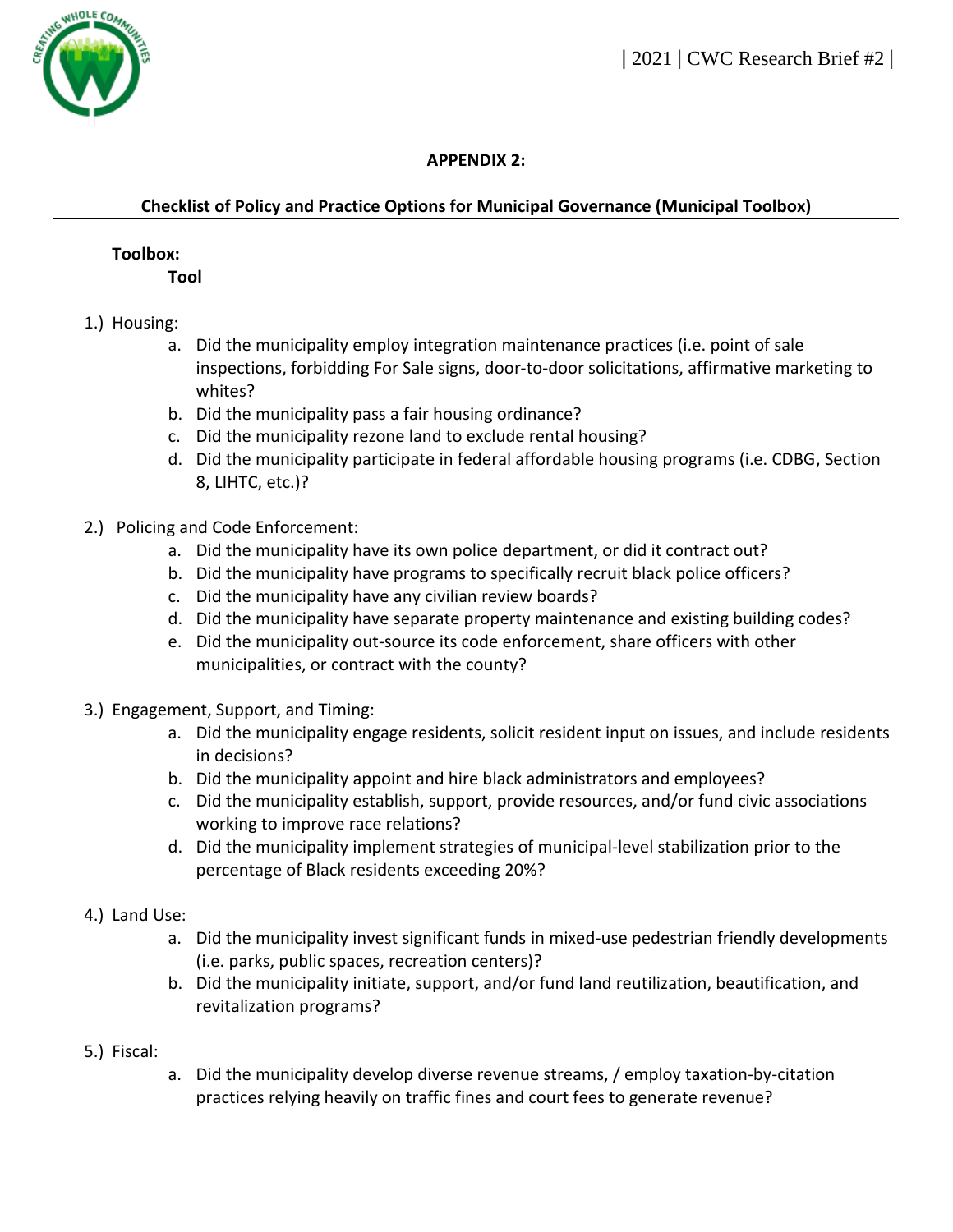**APPENDIX 2:**

**Checklist of Policy and Practice Options for Municipal Governance (Municipal Toolbox)**

**Toolbox:**

**Tool**

1.) Housing:
   a. Did the municipality employ integration maintenance practices (i.e. point of sale inspections, forbidding For Sale signs, door-to-door solicitations, affirmative marketing to whites?
   b. Did the municipality pass a fair housing ordinance?
   c. Did the municipality rezone land to exclude rental housing?
   d. Did the municipality participate in federal affordable housing programs (i.e. CDBG, Section 8, LIHTC, etc.)?

2.) Policing and Code Enforcement:
   a. Did the municipality have its own police department, or did it contract out?
   b. Did the municipality have programs to specifically recruit black police officers?
   c. Did the municipality have any civilian review boards?
   d. Did the municipality have separate property maintenance and existing building codes?
   e. Did the municipality out-source its code enforcement, share officers with other municipalities, or contract with the county?

3.) Engagement, Support, and Timing:
   a. Did the municipality engage residents, solicit resident input on issues, and include residents in decisions?
   b. Did the municipality appoint and hire black administrators and employees?
   c. Did the municipality establish, support, provide resources, and/or fund civic associations working to improve race relations?
   d. Did the municipality implement strategies of municipal-level stabilization prior to the percentage of Black residents exceeding 20%?

4.) Land Use:
   a. Did the municipality invest significant funds in mixed-use pedestrian friendly developments (i.e. parks, public spaces, recreation centers)?
   b. Did the municipality initiate, support, and/or fund land reutilization, beautification, and revitalization programs?

5.) Fiscal:
   a. Did the municipality develop diverse revenue streams, / employ taxation-by-citation practices relying heavily on traffic fines and court fees to generate revenue?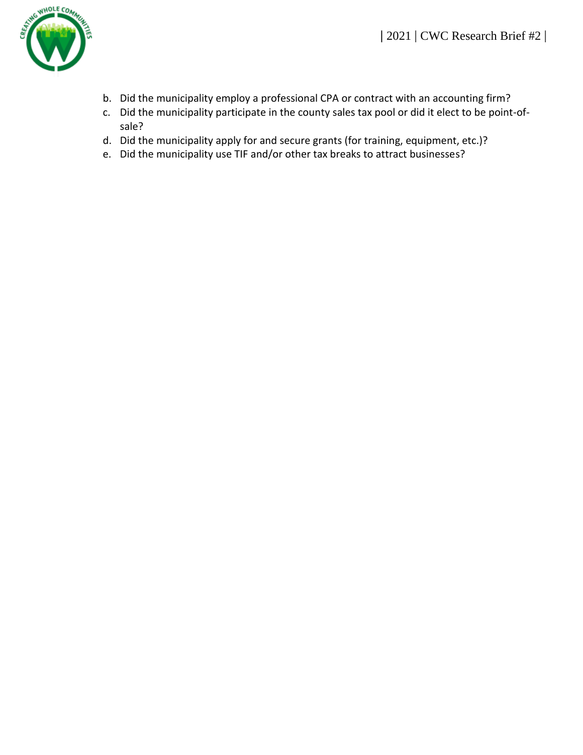b. Did the municipality employ a professional CPA or contract with an accounting firm?
c. Did the municipality participate in the county sales tax pool or did it elect to be point-of-sale?
d. Did the municipality apply for and secure grants (for training, equipment, etc.)?
e. Did the municipality use TIF and/or other tax breaks to attract businesses?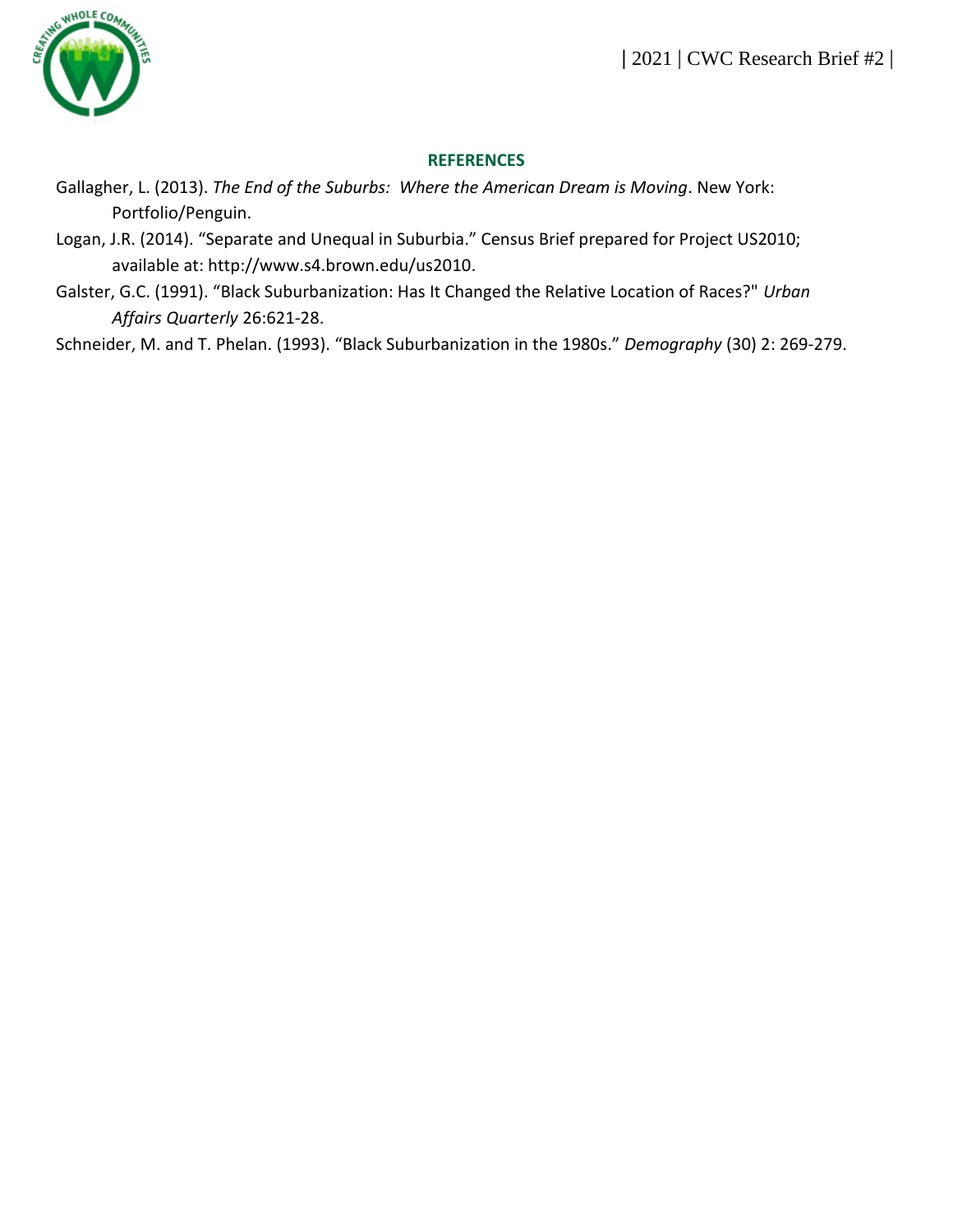## REFERENCES

Gallagher, L. (2013). *The End of the Suburbs:  Where the American Dream is Moving*. New York: Portfolio/Penguin.

Logan, J.R. (2014). "Separate and Unequal in Suburbia." Census Brief prepared for Project US2010; available at: http://www.s4.brown.edu/us2010.

Galster, G.C. (1991). "Black Suburbanization: Has It Changed the Relative Location of Races?" *Urban Affairs Quarterly* 26:621-28.

Schneider, M. and T. Phelan. (1993). "Black Suburbanization in the 1980s." *Demography* (30) 2: 269-279.